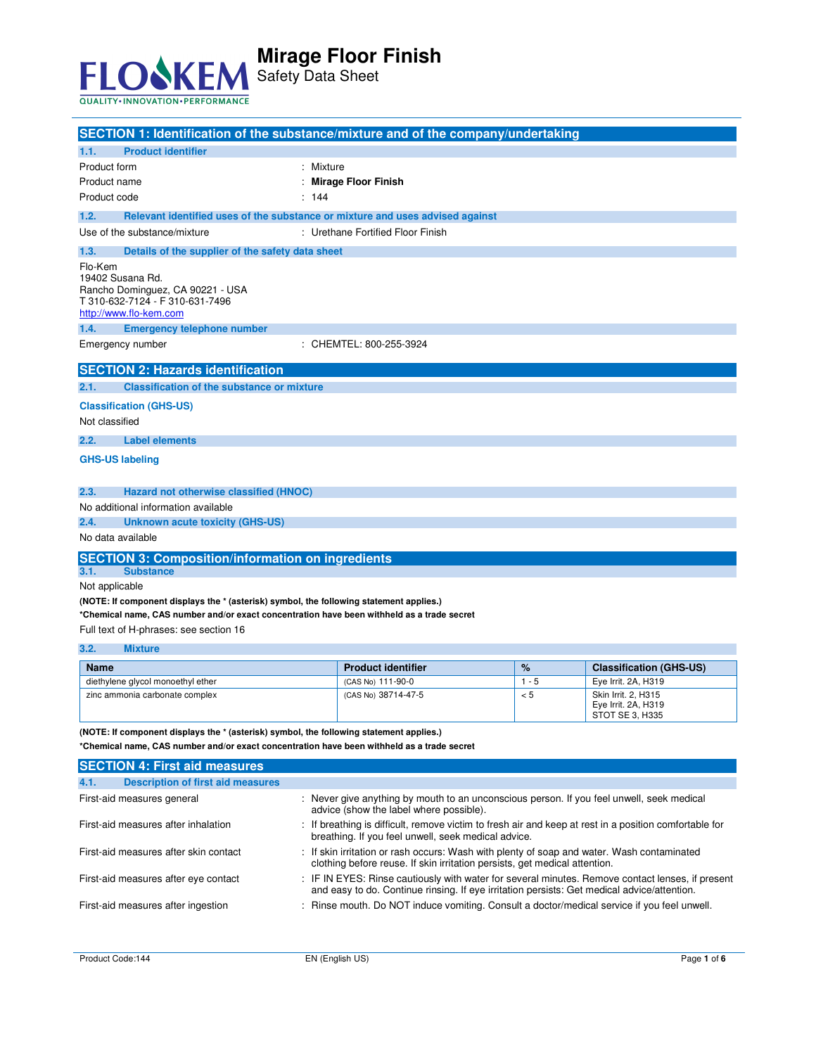# Mirage Floor Finish

Safety Data Sheet

## SECTION 1: Identification of the substance/mixture and of the company/undertaking

### 1.1. Product identifier

Product form : Mixture

Product name : **Mirage Floor Finish**

Product code : 144

### 1.2. Relevant identified uses of the substance or mixture and uses advised against

Use of the substance/mixture : Urethane Fortified Floor Finish

### 1.3. Details of the supplier of the safety data sheet

Flo-Kem
19402 Susana Rd.
Rancho Dominguez, CA 90221 - USA
T 310-632-7124 - F 310-631-7496
http://www.flo-kem.com

### 1.4. Emergency telephone number

Emergency number : CHEMTEL: 800-255-3924

## SECTION 2: Hazards identification

### 2.1. Classification of the substance or mixture

**Classification (GHS-US)**

Not classified

### 2.2. Label elements

**GHS-US labeling**

### 2.3. Hazard not otherwise classified (HNOC)

No additional information available

### 2.4. Unknown acute toxicity (GHS-US)

No data available

## SECTION 3: Composition/information on ingredients

### 3.1. Substance

Not applicable

**(NOTE: If component displays the * (asterisk) symbol, the following statement applies.)**

***Chemical name, CAS number and/or exact concentration have been withheld as a trade secret**

Full text of H-phrases: see section 16

### 3.2. Mixture

| Name | Product identifier | % | Classification (GHS-US) |
|---|---|---|---|
| diethylene glycol monoethyl ether | (CAS No) 111-90-0 | 1 - 5 | Eye Irrit. 2A, H319 |
| zinc ammonia carbonate complex | (CAS No) 38714-47-5 | < 5 | Skin Irrit. 2, H315<br>Eye Irrit. 2A, H319<br>STOT SE 3, H335 |

**(NOTE: If component displays the * (asterisk) symbol, the following statement applies.)**

***Chemical name, CAS number and/or exact concentration have been withheld as a trade secret**

## SECTION 4: First aid measures

### 4.1. Description of first aid measures

First-aid measures general : Never give anything by mouth to an unconscious person. If you feel unwell, seek medical advice (show the label where possible).

First-aid measures after inhalation : If breathing is difficult, remove victim to fresh air and keep at rest in a position comfortable for breathing. If you feel unwell, seek medical advice.

First-aid measures after skin contact : If skin irritation or rash occurs: Wash with plenty of soap and water. Wash contaminated clothing before reuse. If skin irritation persists, get medical attention.

First-aid measures after eye contact : IF IN EYES: Rinse cautiously with water for several minutes. Remove contact lenses, if present and easy to do. Continue rinsing. If eye irritation persists: Get medical advice/attention.

First-aid measures after ingestion : Rinse mouth. Do NOT induce vomiting. Consult a doctor/medical service if you feel unwell.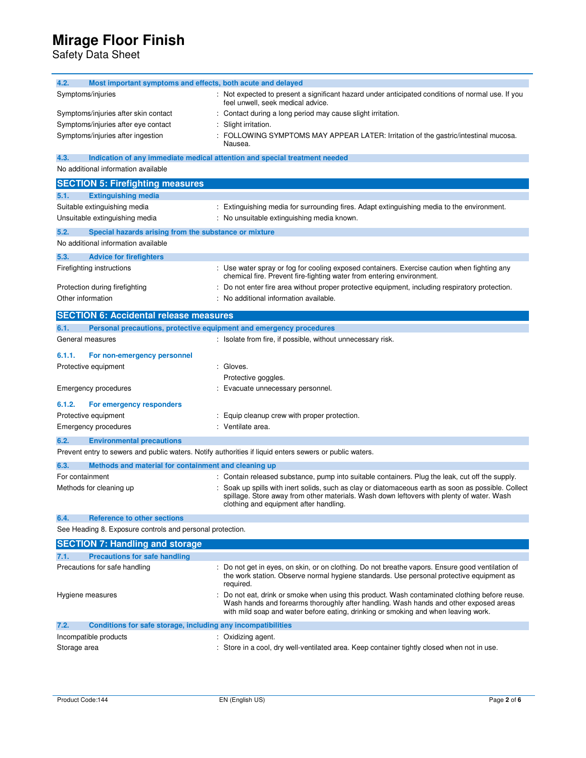### 4.2. Most important symptoms and effects, both acute and delayed

| | |
|---|---|
| Symptoms/injuries | : Not expected to present a significant hazard under anticipated conditions of normal use. If you feel unwell, seek medical advice. |
| Symptoms/injuries after skin contact | : Contact during a long period may cause slight irritation. |
| Symptoms/injuries after eye contact | : Slight irritation. |
| Symptoms/injuries after ingestion | : FOLLOWING SYMPTOMS MAY APPEAR LATER: Irritation of the gastric/intestinal mucosa. Nausea. |

### 4.3. Indication of any immediate medical attention and special treatment needed

No additional information available

## SECTION 5: Firefighting measures

### 5.1. Extinguishing media

| | |
|---|---|
| Suitable extinguishing media | : Extinguishing media for surrounding fires. Adapt extinguishing media to the environment. |
| Unsuitable extinguishing media | : No unsuitable extinguishing media known. |

### 5.2. Special hazards arising from the substance or mixture

No additional information available

### 5.3. Advice for firefighters

| | |
|---|---|
| Firefighting instructions | : Use water spray or fog for cooling exposed containers. Exercise caution when fighting any chemical fire. Prevent fire-fighting water from entering environment. |
| Protection during firefighting | : Do not enter fire area without proper protective equipment, including respiratory protection. |
| Other information | : No additional information available. |

## SECTION 6: Accidental release measures

### 6.1. Personal precautions, protective equipment and emergency procedures

| | |
|---|---|
| General measures | : Isolate from fire, if possible, without unnecessary risk. |

#### 6.1.1. For non-emergency personnel

| | |
|---|---|
| Protective equipment | : Gloves.<br>Protective goggles. |
| Emergency procedures | : Evacuate unnecessary personnel. |

#### 6.1.2. For emergency responders

| | |
|---|---|
| Protective equipment | : Equip cleanup crew with proper protection. |
| Emergency procedures | : Ventilate area. |

### 6.2. Environmental precautions

Prevent entry to sewers and public waters. Notify authorities if liquid enters sewers or public waters.

### 6.3. Methods and material for containment and cleaning up

| | |
|---|---|
| For containment | : Contain released substance, pump into suitable containers. Plug the leak, cut off the supply. |
| Methods for cleaning up | : Soak up spills with inert solids, such as clay or diatomaceous earth as soon as possible. Collect spillage. Store away from other materials. Wash down leftovers with plenty of water. Wash clothing and equipment after handling. |

### 6.4. Reference to other sections

See Heading 8. Exposure controls and personal protection.

## SECTION 7: Handling and storage

### 7.1. Precautions for safe handling

| | |
|---|---|
| Precautions for safe handling | : Do not get in eyes, on skin, or on clothing. Do not breathe vapors. Ensure good ventilation of the work station. Observe normal hygiene standards. Use personal protective equipment as required. |
| Hygiene measures | : Do not eat, drink or smoke when using this product. Wash contaminated clothing before reuse. Wash hands and forearms thoroughly after handling. Wash hands and other exposed areas with mild soap and water before eating, drinking or smoking and when leaving work. |

### 7.2. Conditions for safe storage, including any incompatibilities

| | |
|---|---|
| Incompatible products | : Oxidizing agent. |
| Storage area | : Store in a cool, dry well-ventilated area. Keep container tightly closed when not in use. |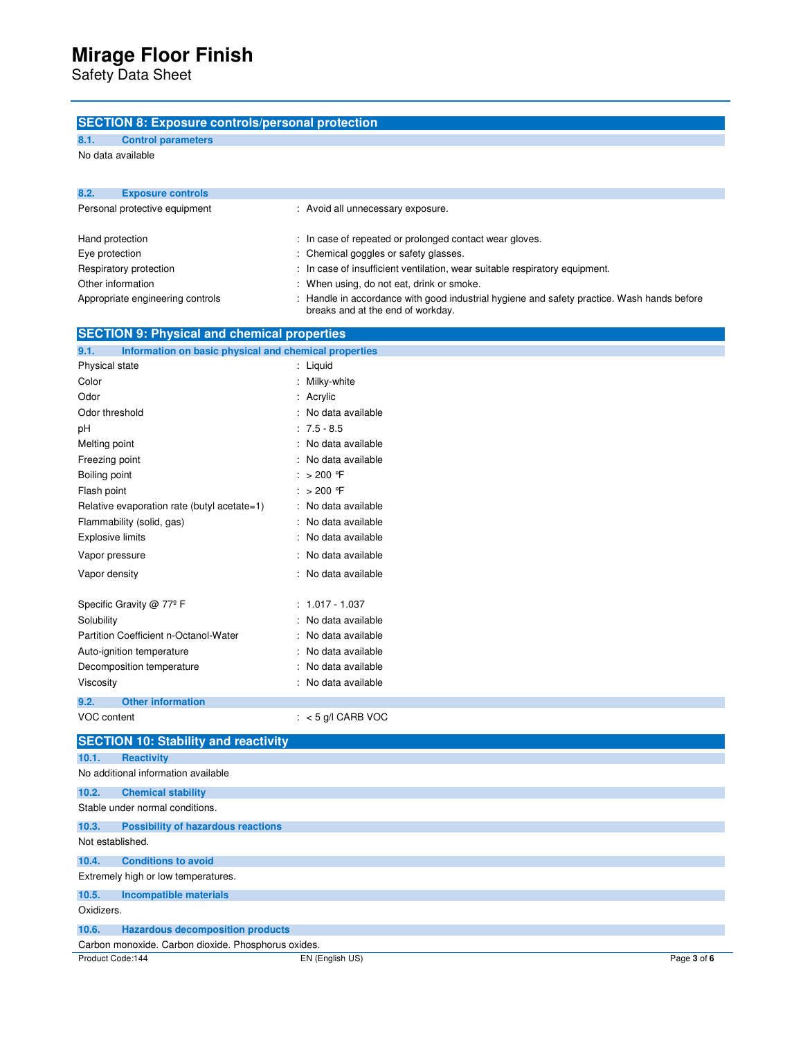## SECTION 8: Exposure controls/personal protection

### 8.1. Control parameters

No data available

### 8.2. Exposure controls

| | |
|---|---|
| Personal protective equipment | : Avoid all unnecessary exposure. |
| Hand protection | : In case of repeated or prolonged contact wear gloves. |
| Eye protection | : Chemical goggles or safety glasses. |
| Respiratory protection | : In case of insufficient ventilation, wear suitable respiratory equipment. |
| Other information | : When using, do not eat, drink or smoke. |
| Appropriate engineering controls | : Handle in accordance with good industrial hygiene and safety practice. Wash hands before breaks and at the end of workday. |

## SECTION 9: Physical and chemical properties

### 9.1. Information on basic physical and chemical properties

| | |
|---|---|
| Physical state | : Liquid |
| Color | : Milky-white |
| Odor | : Acrylic |
| Odor threshold | : No data available |
| pH | : 7.5 - 8.5 |
| Melting point | : No data available |
| Freezing point | : No data available |
| Boiling point | : > 200 °F |
| Flash point | : > 200 °F |
| Relative evaporation rate (butyl acetate=1) | : No data available |
| Flammability (solid, gas) | : No data available |
| Explosive limits | : No data available |
| Vapor pressure | : No data available |
| Vapor density | : No data available |
| Specific Gravity @ 77º F | : 1.017 - 1.037 |
| Solubility | : No data available |
| Partition Coefficient n-Octanol-Water | : No data available |
| Auto-ignition temperature | : No data available |
| Decomposition temperature | : No data available |
| Viscosity | : No data available |

### 9.2. Other information

| | |
|---|---|
| VOC content | : < 5 g/l CARB VOC |

## SECTION 10: Stability and reactivity

### 10.1. Reactivity

No additional information available

### 10.2. Chemical stability

Stable under normal conditions.

### 10.3. Possibility of hazardous reactions

Not established.

### 10.4. Conditions to avoid

Extremely high or low temperatures.

### 10.5. Incompatible materials

Oxidizers.

### 10.6. Hazardous decomposition products

Carbon monoxide. Carbon dioxide. Phosphorus oxides.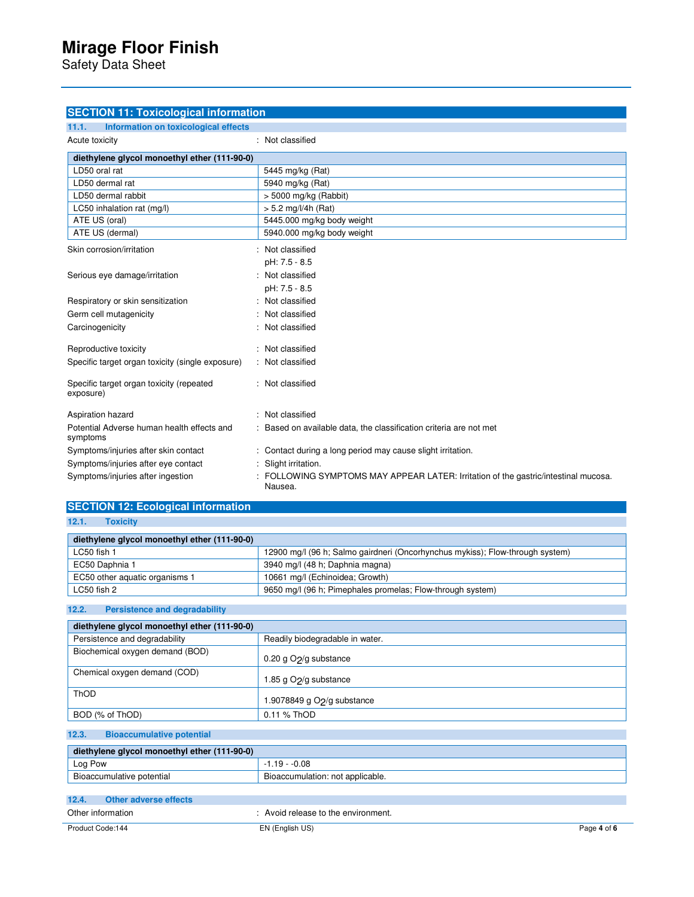## SECTION 11: Toxicological information

### 11.1. Information on toxicological effects

Acute toxicity : Not classified

| diethylene glycol monoethyl ether (111-90-0) | |
|---|---|
| LD50 oral rat | 5445 mg/kg (Rat) |
| LD50 dermal rat | 5940 mg/kg (Rat) |
| LD50 dermal rabbit | > 5000 mg/kg (Rabbit) |
| LC50 inhalation rat (mg/l) | > 5.2 mg/l/4h (Rat) |
| ATE US (oral) | 5445.000 mg/kg body weight |
| ATE US (dermal) | 5940.000 mg/kg body weight |

Skin corrosion/irritation : Not classified
pH: 7.5 - 8.5

Serious eye damage/irritation : Not classified
pH: 7.5 - 8.5

Respiratory or skin sensitization : Not classified

Germ cell mutagenicity : Not classified

Carcinogenicity : Not classified

Reproductive toxicity : Not classified

Specific target organ toxicity (single exposure) : Not classified

Specific target organ toxicity (repeated exposure) : Not classified

Aspiration hazard : Not classified

Potential Adverse human health effects and symptoms : Based on available data, the classification criteria are not met

Symptoms/injuries after skin contact : Contact during a long period may cause slight irritation.

Symptoms/injuries after eye contact : Slight irritation.

Symptoms/injuries after ingestion : FOLLOWING SYMPTOMS MAY APPEAR LATER: Irritation of the gastric/intestinal mucosa. Nausea.

## SECTION 12: Ecological information

### 12.1. Toxicity

| diethylene glycol monoethyl ether (111-90-0) | |
|---|---|
| LC50 fish 1 | 12900 mg/l (96 h; Salmo gairdneri (Oncorhynchus mykiss); Flow-through system) |
| EC50 Daphnia 1 | 3940 mg/l (48 h; Daphnia magna) |
| EC50 other aquatic organisms 1 | 10661 mg/l (Echinoidea; Growth) |
| LC50 fish 2 | 9650 mg/l (96 h; Pimephales promelas; Flow-through system) |

### 12.2. Persistence and degradability

| diethylene glycol monoethyl ether (111-90-0) | |
|---|---|
| Persistence and degradability | Readily biodegradable in water. |
| Biochemical oxygen demand (BOD) | 0.20 g $O_2$/g substance |
| Chemical oxygen demand (COD) | 1.85 g $O_2$/g substance |
| ThOD | 1.9078849 g $O_2$/g substance |
| BOD (% of ThOD) | 0.11 % ThOD |

### 12.3. Bioaccumulative potential

| diethylene glycol monoethyl ether (111-90-0) | |
|---|---|
| Log Pow | -1.19 - -0.08 |
| Bioaccumulative potential | Bioaccumulation: not applicable. |

### 12.4. Other adverse effects

Other information : Avoid release to the environment.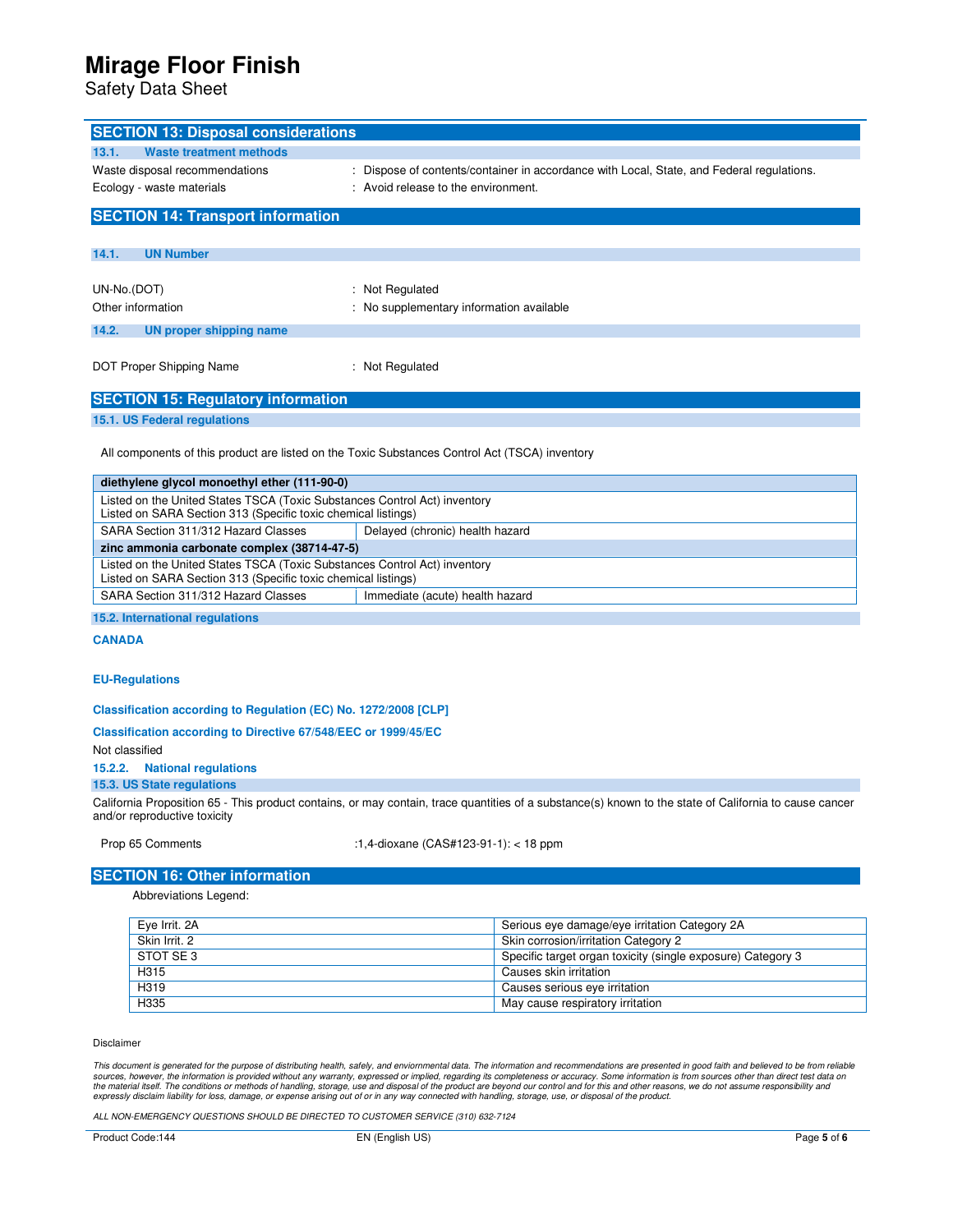## SECTION 13: Disposal considerations

### 13.1. Waste treatment methods

Waste disposal recommendations : Dispose of contents/container in accordance with Local, State, and Federal regulations.

Ecology - waste materials : Avoid release to the environment.

## SECTION 14: Transport information

### 14.1. UN Number

UN-No.(DOT) : Not Regulated

Other information : No supplementary information available

### 14.2. UN proper shipping name

DOT Proper Shipping Name : Not Regulated

## SECTION 15: Regulatory information

### 15.1. US Federal regulations

All components of this product are listed on the Toxic Substances Control Act (TSCA) inventory

| **diethylene glycol monoethyl ether (111-90-0)** | |
|---|---|
| Listed on the United States TSCA (Toxic Substances Control Act) inventory<br>Listed on SARA Section 313 (Specific toxic chemical listings) | |
| SARA Section 311/312 Hazard Classes | Delayed (chronic) health hazard |
| **zinc ammonia carbonate complex (38714-47-5)** | |
| Listed on the United States TSCA (Toxic Substances Control Act) inventory<br>Listed on SARA Section 313 (Specific toxic chemical listings) | |
| SARA Section 311/312 Hazard Classes | Immediate (acute) health hazard |

### 15.2. International regulations

**CANADA**

**EU-Regulations**

**Classification according to Regulation (EC) No. 1272/2008 [CLP]**

**Classification according to Directive 67/548/EEC or 1999/45/EC**

Not classified

### 15.2.2. National regulations

### 15.3. US State regulations

California Proposition 65 - This product contains, or may contain, trace quantities of a substance(s) known to the state of California to cause cancer and/or reproductive toxicity

Prop 65 Comments :1,4-dioxane (CAS#123-91-1): < 18 ppm

## SECTION 16: Other information

Abbreviations Legend:

| | |
|---|---|
| Eye Irrit. 2A | Serious eye damage/eye irritation Category 2A |
| Skin Irrit. 2 | Skin corrosion/irritation Category 2 |
| STOT SE 3 | Specific target organ toxicity (single exposure) Category 3 |
| H315 | Causes skin irritation |
| H319 | Causes serious eye irritation |
| H335 | May cause respiratory irritation |

Disclaimer

*This document is generated for the purpose of distributing health, safely, and enviornmental data. The information and recommendations are presented in good faith and believed to be from reliable sources, however, the information is provided without any warranty, expressed or implied, regarding its completeness or accuracy. Some information is from sources other than direct test data on the material itself. The conditions or methods of handling, storage, use and disposal of the product are beyond our control and for this and other reasons, we do not assume responsibility and expressly disclaim liability for loss, damage, or expense arising out of or in any way connected with handling, storage, use, or disposal of the product.*

*ALL NON-EMERGENCY QUESTIONS SHOULD BE DIRECTED TO CUSTOMER SERVICE (310) 632-7124*